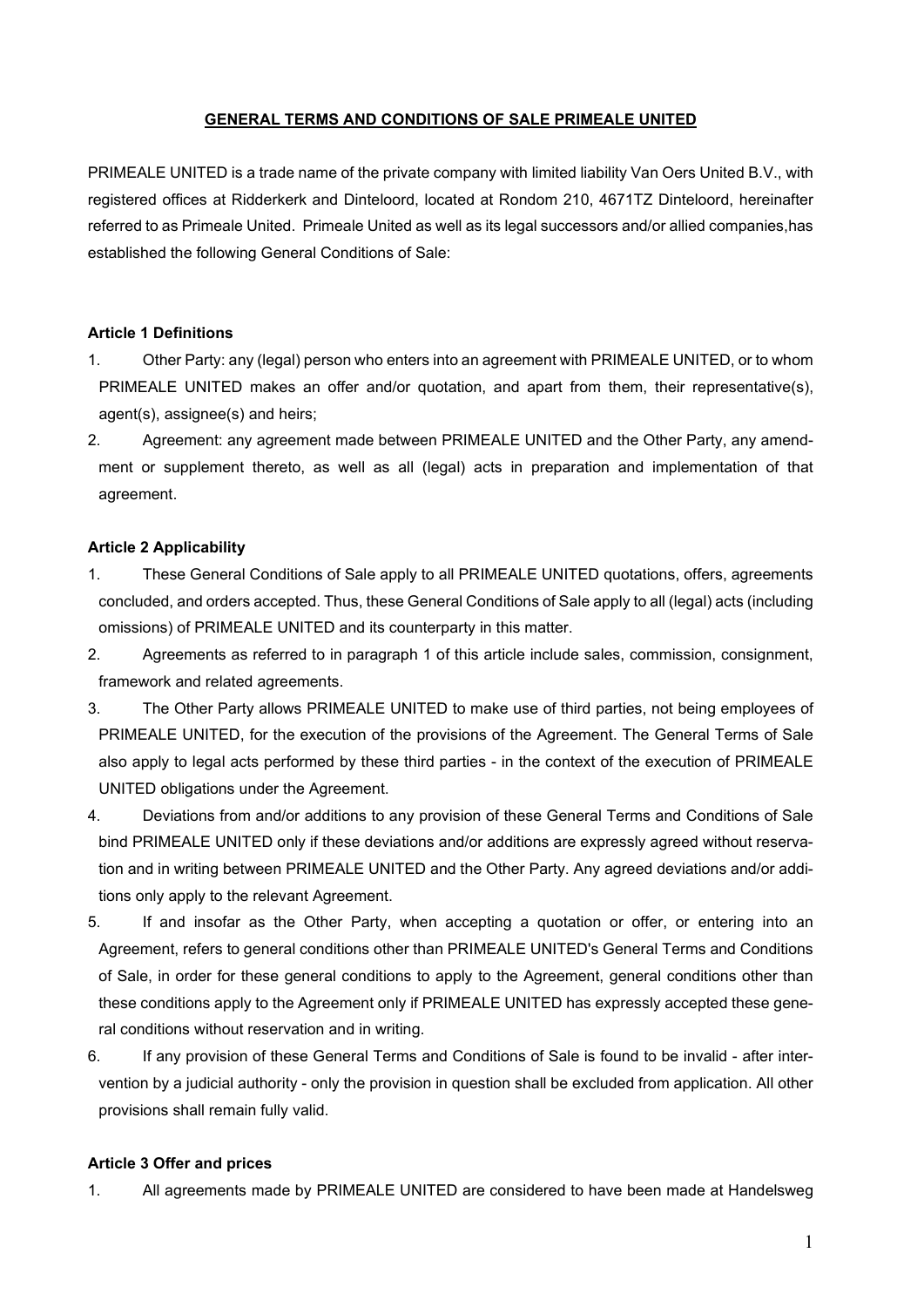# GENERAL TERMS AND CONDITIONS OF SALE PRIMEALE UNITED

PRIMEALE UNITED is a trade name of the private company with limited liability Van Oers United B.V., with registered offices at Ridderkerk and Dinteloord, located at Rondom 210, 4671TZ Dinteloord, hereinafter referred to as Primeale United. Primeale United as well as its legal successors and/or allied companies,has established the following General Conditions of Sale:

**Article 1 Definitions**

1. Other Party: any (legal) person who enters into an agreement with PRIMEALE UNITED, or to whom PRIMEALE UNITED makes an offer and/or quotation, and apart from them, their representative(s), agent(s), assignee(s) and heirs;
2. Agreement: any agreement made between PRIMEALE UNITED and the Other Party, any amendment or supplement thereto, as well as all (legal) acts in preparation and implementation of that agreement.

**Article 2 Applicability**

1. These General Conditions of Sale apply to all PRIMEALE UNITED quotations, offers, agreements concluded, and orders accepted. Thus, these General Conditions of Sale apply to all (legal) acts (including omissions) of PRIMEALE UNITED and its counterparty in this matter.
2. Agreements as referred to in paragraph 1 of this article include sales, commission, consignment, framework and related agreements.
3. The Other Party allows PRIMEALE UNITED to make use of third parties, not being employees of PRIMEALE UNITED, for the execution of the provisions of the Agreement. The General Terms of Sale also apply to legal acts performed by these third parties - in the context of the execution of PRIMEALE UNITED obligations under the Agreement.
4. Deviations from and/or additions to any provision of these General Terms and Conditions of Sale bind PRIMEALE UNITED only if these deviations and/or additions are expressly agreed without reservation and in writing between PRIMEALE UNITED and the Other Party. Any agreed deviations and/or additions only apply to the relevant Agreement.
5. If and insofar as the Other Party, when accepting a quotation or offer, or entering into an Agreement, refers to general conditions other than PRIMEALE UNITED's General Terms and Conditions of Sale, in order for these general conditions to apply to the Agreement, general conditions other than these conditions apply to the Agreement only if PRIMEALE UNITED has expressly accepted these general conditions without reservation and in writing.
6. If any provision of these General Terms and Conditions of Sale is found to be invalid - after intervention by a judicial authority - only the provision in question shall be excluded from application. All other provisions shall remain fully valid.

**Article 3 Offer and prices**

1. All agreements made by PRIMEALE UNITED are considered to have been made at Handelsweg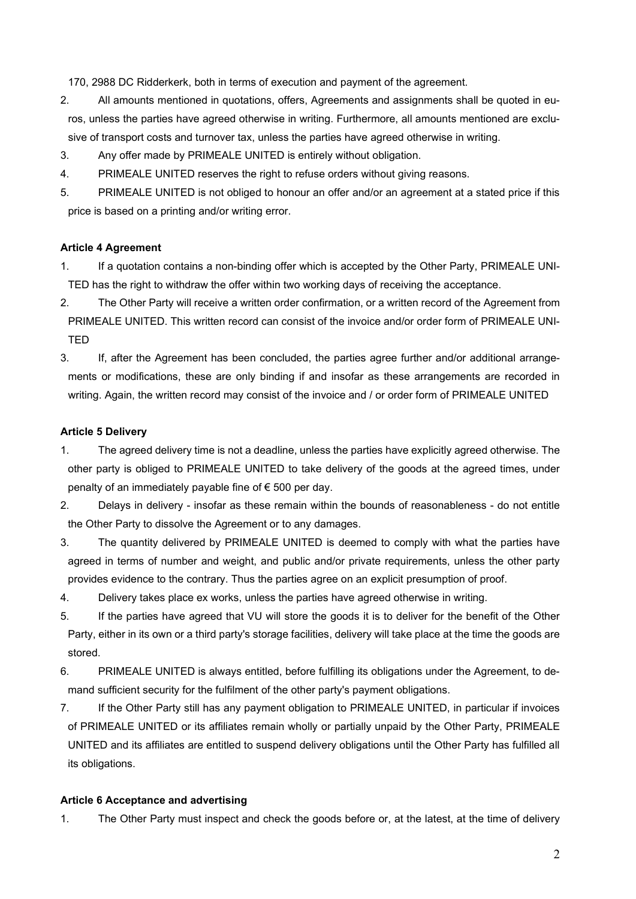170, 2988 DC Ridderkerk, both in terms of execution and payment of the agreement.

2. All amounts mentioned in quotations, offers, Agreements and assignments shall be quoted in euros, unless the parties have agreed otherwise in writing. Furthermore, all amounts mentioned are exclusive of transport costs and turnover tax, unless the parties have agreed otherwise in writing.
3. Any offer made by PRIMEALE UNITED is entirely without obligation.
4. PRIMEALE UNITED reserves the right to refuse orders without giving reasons.
5. PRIMEALE UNITED is not obliged to honour an offer and/or an agreement at a stated price if this price is based on a printing and/or writing error.

**Article 4 Agreement**

1. If a quotation contains a non-binding offer which is accepted by the Other Party, PRIMEALE UNITED has the right to withdraw the offer within two working days of receiving the acceptance.
2. The Other Party will receive a written order confirmation, or a written record of the Agreement from PRIMEALE UNITED. This written record can consist of the invoice and/or order form of PRIMEALE UNITED
3. If, after the Agreement has been concluded, the parties agree further and/or additional arrangements or modifications, these are only binding if and insofar as these arrangements are recorded in writing. Again, the written record may consist of the invoice and / or order form of PRIMEALE UNITED

**Article 5 Delivery**

1. The agreed delivery time is not a deadline, unless the parties have explicitly agreed otherwise. The other party is obliged to PRIMEALE UNITED to take delivery of the goods at the agreed times, under penalty of an immediately payable fine of € 500 per day.
2. Delays in delivery - insofar as these remain within the bounds of reasonableness - do not entitle the Other Party to dissolve the Agreement or to any damages.
3. The quantity delivered by PRIMEALE UNITED is deemed to comply with what the parties have agreed in terms of number and weight, and public and/or private requirements, unless the other party provides evidence to the contrary. Thus the parties agree on an explicit presumption of proof.
4. Delivery takes place ex works, unless the parties have agreed otherwise in writing.
5. If the parties have agreed that VU will store the goods it is to deliver for the benefit of the Other Party, either in its own or a third party's storage facilities, delivery will take place at the time the goods are stored.
6. PRIMEALE UNITED is always entitled, before fulfilling its obligations under the Agreement, to demand sufficient security for the fulfilment of the other party's payment obligations.
7. If the Other Party still has any payment obligation to PRIMEALE UNITED, in particular if invoices of PRIMEALE UNITED or its affiliates remain wholly or partially unpaid by the Other Party, PRIMEALE UNITED and its affiliates are entitled to suspend delivery obligations until the Other Party has fulfilled all its obligations.

**Article 6 Acceptance and advertising**

1. The Other Party must inspect and check the goods before or, at the latest, at the time of delivery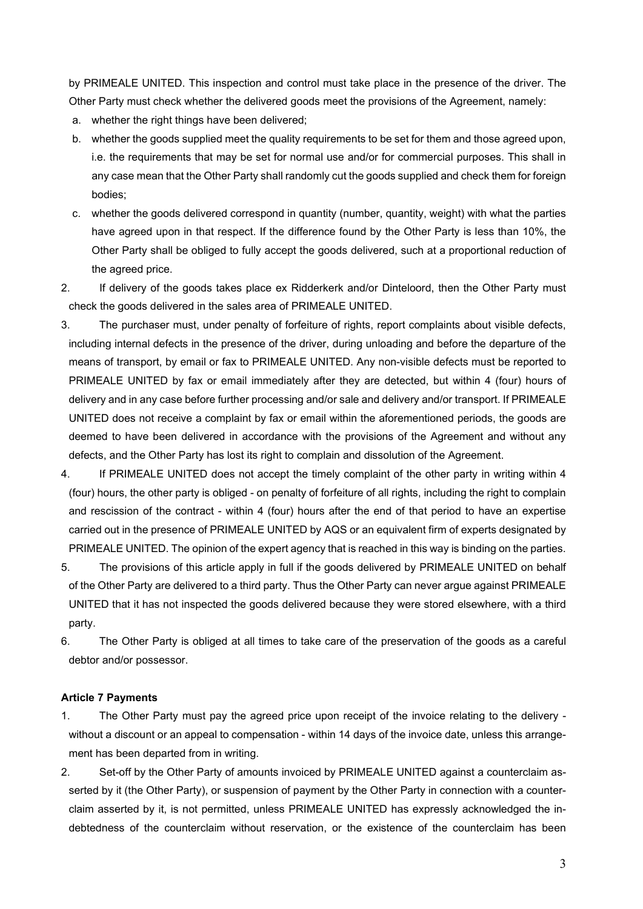by PRIMEALE UNITED. This inspection and control must take place in the presence of the driver. The Other Party must check whether the delivered goods meet the provisions of the Agreement, namely:

a. whether the right things have been delivered;
b. whether the goods supplied meet the quality requirements to be set for them and those agreed upon, i.e. the requirements that may be set for normal use and/or for commercial purposes. This shall in any case mean that the Other Party shall randomly cut the goods supplied and check them for foreign bodies;
c. whether the goods delivered correspond in quantity (number, quantity, weight) with what the parties have agreed upon in that respect. If the difference found by the Other Party is less than 10%, the Other Party shall be obliged to fully accept the goods delivered, such at a proportional reduction of the agreed price.

2. If delivery of the goods takes place ex Ridderkerk and/or Dinteloord, then the Other Party must check the goods delivered in the sales area of PRIMEALE UNITED.
3. The purchaser must, under penalty of forfeiture of rights, report complaints about visible defects, including internal defects in the presence of the driver, during unloading and before the departure of the means of transport, by email or fax to PRIMEALE UNITED. Any non-visible defects must be reported to PRIMEALE UNITED by fax or email immediately after they are detected, but within 4 (four) hours of delivery and in any case before further processing and/or sale and delivery and/or transport. If PRIMEALE UNITED does not receive a complaint by fax or email within the aforementioned periods, the goods are deemed to have been delivered in accordance with the provisions of the Agreement and without any defects, and the Other Party has lost its right to complain and dissolution of the Agreement.
4. If PRIMEALE UNITED does not accept the timely complaint of the other party in writing within 4 (four) hours, the other party is obliged - on penalty of forfeiture of all rights, including the right to complain and rescission of the contract - within 4 (four) hours after the end of that period to have an expertise carried out in the presence of PRIMEALE UNITED by AQS or an equivalent firm of experts designated by PRIMEALE UNITED. The opinion of the expert agency that is reached in this way is binding on the parties.
5. The provisions of this article apply in full if the goods delivered by PRIMEALE UNITED on behalf of the Other Party are delivered to a third party. Thus the Other Party can never argue against PRIMEALE UNITED that it has not inspected the goods delivered because they were stored elsewhere, with a third party.
6. The Other Party is obliged at all times to take care of the preservation of the goods as a careful debtor and/or possessor.

**Article 7 Payments**

1. The Other Party must pay the agreed price upon receipt of the invoice relating to the delivery - without a discount or an appeal to compensation - within 14 days of the invoice date, unless this arrangement has been departed from in writing.
2. Set-off by the Other Party of amounts invoiced by PRIMEALE UNITED against a counterclaim asserted by it (the Other Party), or suspension of payment by the Other Party in connection with a counterclaim asserted by it, is not permitted, unless PRIMEALE UNITED has expressly acknowledged the indebtedness of the counterclaim without reservation, or the existence of the counterclaim has been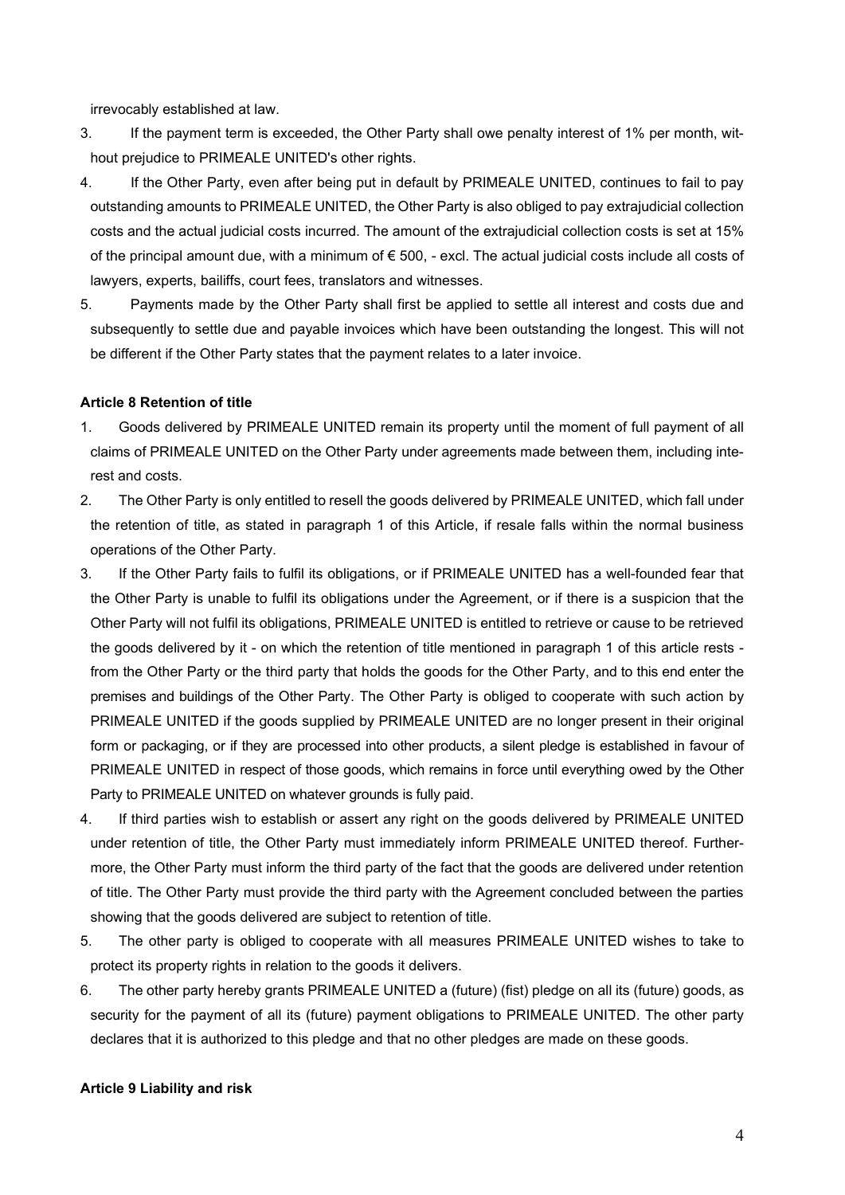irrevocably established at law.

3. If the payment term is exceeded, the Other Party shall owe penalty interest of 1% per month, without prejudice to PRIMEALE UNITED's other rights.
4. If the Other Party, even after being put in default by PRIMEALE UNITED, continues to fail to pay outstanding amounts to PRIMEALE UNITED, the Other Party is also obliged to pay extrajudicial collection costs and the actual judicial costs incurred. The amount of the extrajudicial collection costs is set at 15% of the principal amount due, with a minimum of € 500, - excl. The actual judicial costs include all costs of lawyers, experts, bailiffs, court fees, translators and witnesses.
5. Payments made by the Other Party shall first be applied to settle all interest and costs due and subsequently to settle due and payable invoices which have been outstanding the longest. This will not be different if the Other Party states that the payment relates to a later invoice.

**Article 8 Retention of title**

1. Goods delivered by PRIMEALE UNITED remain its property until the moment of full payment of all claims of PRIMEALE UNITED on the Other Party under agreements made between them, including interest and costs.
2. The Other Party is only entitled to resell the goods delivered by PRIMEALE UNITED, which fall under the retention of title, as stated in paragraph 1 of this Article, if resale falls within the normal business operations of the Other Party.
3. If the Other Party fails to fulfil its obligations, or if PRIMEALE UNITED has a well-founded fear that the Other Party is unable to fulfil its obligations under the Agreement, or if there is a suspicion that the Other Party will not fulfil its obligations, PRIMEALE UNITED is entitled to retrieve or cause to be retrieved the goods delivered by it - on which the retention of title mentioned in paragraph 1 of this article rests - from the Other Party or the third party that holds the goods for the Other Party, and to this end enter the premises and buildings of the Other Party. The Other Party is obliged to cooperate with such action by PRIMEALE UNITED if the goods supplied by PRIMEALE UNITED are no longer present in their original form or packaging, or if they are processed into other products, a silent pledge is established in favour of PRIMEALE UNITED in respect of those goods, which remains in force until everything owed by the Other Party to PRIMEALE UNITED on whatever grounds is fully paid.
4. If third parties wish to establish or assert any right on the goods delivered by PRIMEALE UNITED under retention of title, the Other Party must immediately inform PRIMEALE UNITED thereof. Furthermore, the Other Party must inform the third party of the fact that the goods are delivered under retention of title. The Other Party must provide the third party with the Agreement concluded between the parties showing that the goods delivered are subject to retention of title.
5. The other party is obliged to cooperate with all measures PRIMEALE UNITED wishes to take to protect its property rights in relation to the goods it delivers.
6. The other party hereby grants PRIMEALE UNITED a (future) (fist) pledge on all its (future) goods, as security for the payment of all its (future) payment obligations to PRIMEALE UNITED. The other party declares that it is authorized to this pledge and that no other pledges are made on these goods.

**Article 9 Liability and risk**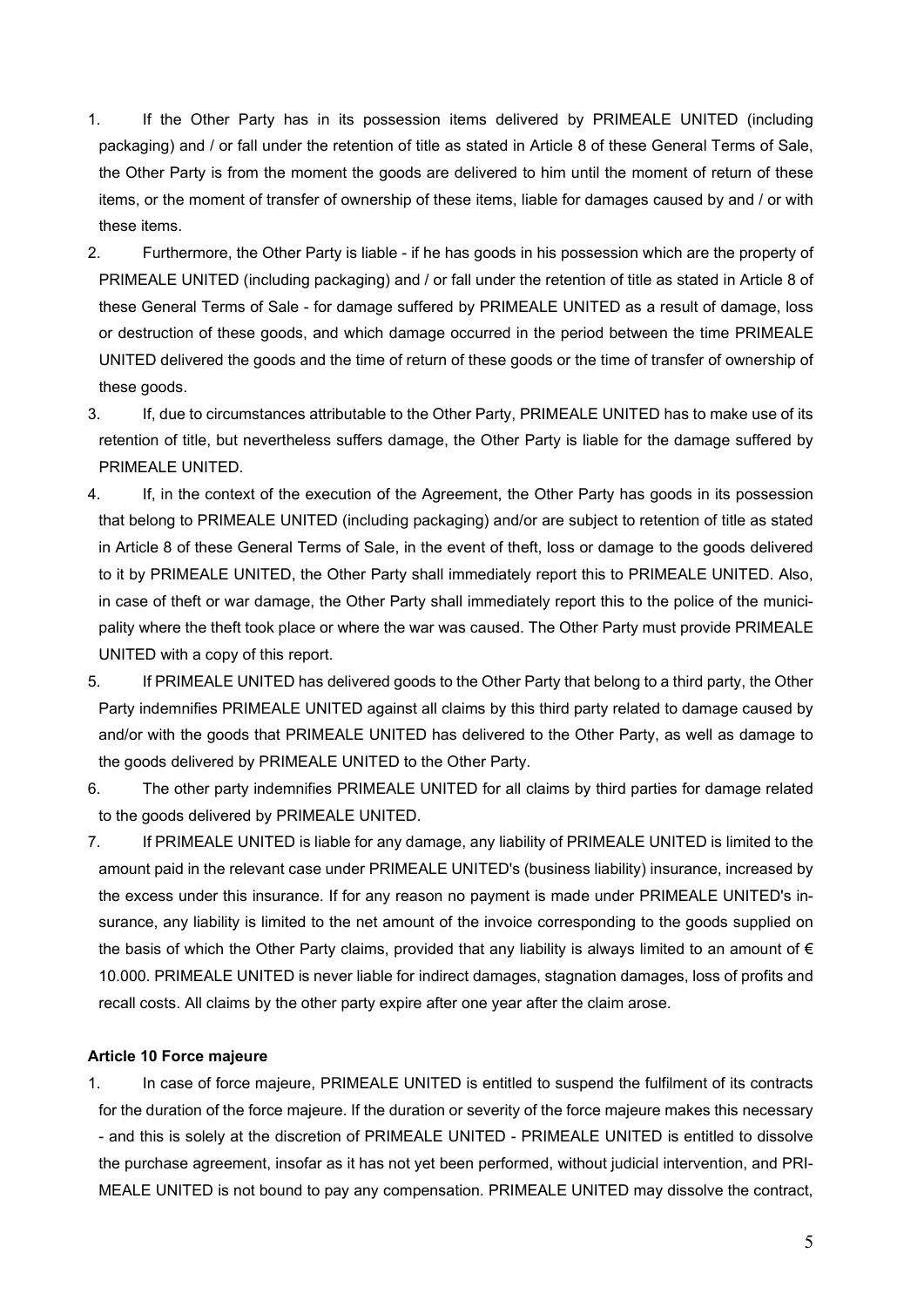1. If the Other Party has in its possession items delivered by PRIMEALE UNITED (including packaging) and / or fall under the retention of title as stated in Article 8 of these General Terms of Sale, the Other Party is from the moment the goods are delivered to him until the moment of return of these items, or the moment of transfer of ownership of these items, liable for damages caused by and / or with these items.
2. Furthermore, the Other Party is liable - if he has goods in his possession which are the property of PRIMEALE UNITED (including packaging) and / or fall under the retention of title as stated in Article 8 of these General Terms of Sale - for damage suffered by PRIMEALE UNITED as a result of damage, loss or destruction of these goods, and which damage occurred in the period between the time PRIMEALE UNITED delivered the goods and the time of return of these goods or the time of transfer of ownership of these goods.
3. If, due to circumstances attributable to the Other Party, PRIMEALE UNITED has to make use of its retention of title, but nevertheless suffers damage, the Other Party is liable for the damage suffered by PRIMEALE UNITED.
4. If, in the context of the execution of the Agreement, the Other Party has goods in its possession that belong to PRIMEALE UNITED (including packaging) and/or are subject to retention of title as stated in Article 8 of these General Terms of Sale, in the event of theft, loss or damage to the goods delivered to it by PRIMEALE UNITED, the Other Party shall immediately report this to PRIMEALE UNITED. Also, in case of theft or war damage, the Other Party shall immediately report this to the police of the municipality where the theft took place or where the war was caused. The Other Party must provide PRIMEALE UNITED with a copy of this report.
5. If PRIMEALE UNITED has delivered goods to the Other Party that belong to a third party, the Other Party indemnifies PRIMEALE UNITED against all claims by this third party related to damage caused by and/or with the goods that PRIMEALE UNITED has delivered to the Other Party, as well as damage to the goods delivered by PRIMEALE UNITED to the Other Party.
6. The other party indemnifies PRIMEALE UNITED for all claims by third parties for damage related to the goods delivered by PRIMEALE UNITED.
7. If PRIMEALE UNITED is liable for any damage, any liability of PRIMEALE UNITED is limited to the amount paid in the relevant case under PRIMEALE UNITED's (business liability) insurance, increased by the excess under this insurance. If for any reason no payment is made under PRIMEALE UNITED's insurance, any liability is limited to the net amount of the invoice corresponding to the goods supplied on the basis of which the Other Party claims, provided that any liability is always limited to an amount of € 10.000. PRIMEALE UNITED is never liable for indirect damages, stagnation damages, loss of profits and recall costs. All claims by the other party expire after one year after the claim arose.

**Article 10 Force majeure**

1. In case of force majeure, PRIMEALE UNITED is entitled to suspend the fulfilment of its contracts for the duration of the force majeure. If the duration or severity of the force majeure makes this necessary - and this is solely at the discretion of PRIMEALE UNITED - PRIMEALE UNITED is entitled to dissolve the purchase agreement, insofar as it has not yet been performed, without judicial intervention, and PRIMEALE UNITED is not bound to pay any compensation. PRIMEALE UNITED may dissolve the contract,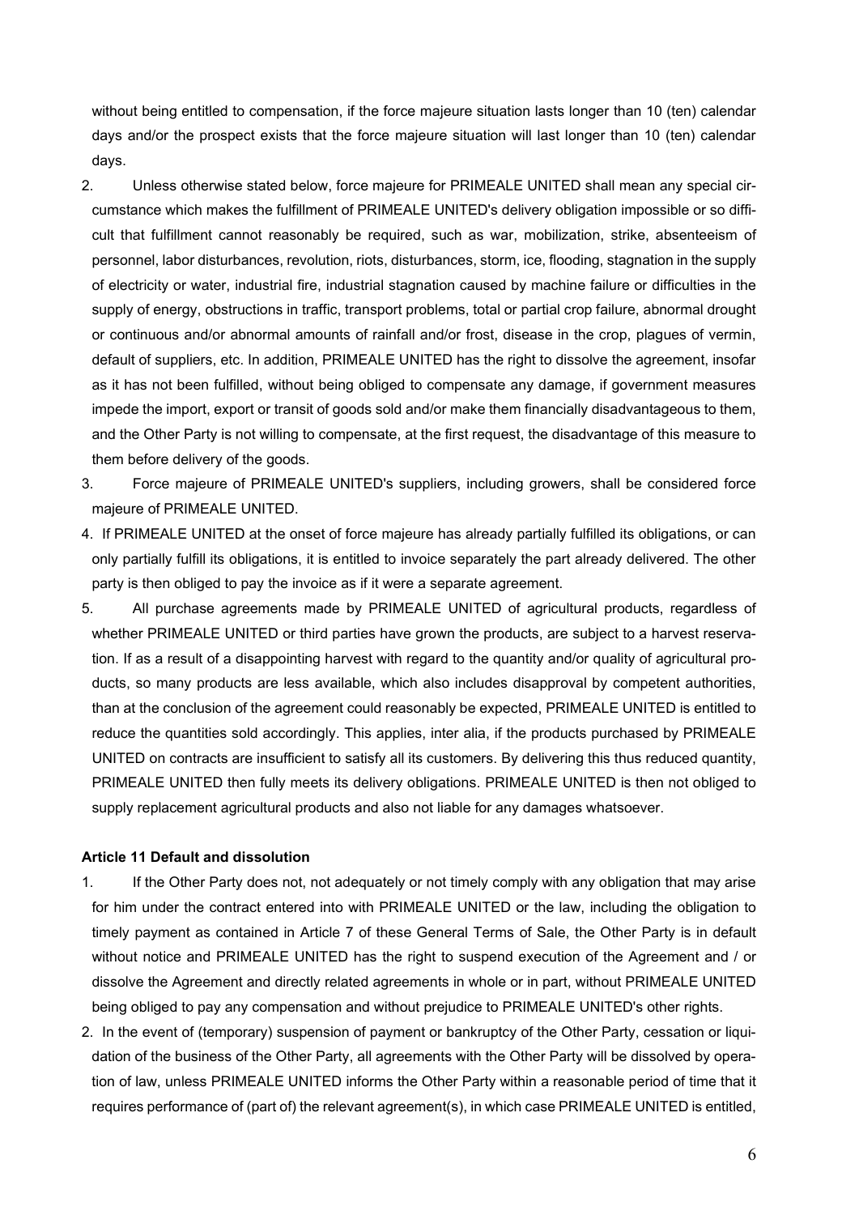without being entitled to compensation, if the force majeure situation lasts longer than 10 (ten) calendar days and/or the prospect exists that the force majeure situation will last longer than 10 (ten) calendar days.

2. Unless otherwise stated below, force majeure for PRIMEALE UNITED shall mean any special circumstance which makes the fulfillment of PRIMEALE UNITED's delivery obligation impossible or so difficult that fulfillment cannot reasonably be required, such as war, mobilization, strike, absenteeism of personnel, labor disturbances, revolution, riots, disturbances, storm, ice, flooding, stagnation in the supply of electricity or water, industrial fire, industrial stagnation caused by machine failure or difficulties in the supply of energy, obstructions in traffic, transport problems, total or partial crop failure, abnormal drought or continuous and/or abnormal amounts of rainfall and/or frost, disease in the crop, plagues of vermin, default of suppliers, etc. In addition, PRIMEALE UNITED has the right to dissolve the agreement, insofar as it has not been fulfilled, without being obliged to compensate any damage, if government measures impede the import, export or transit of goods sold and/or make them financially disadvantageous to them, and the Other Party is not willing to compensate, at the first request, the disadvantage of this measure to them before delivery of the goods.
3. Force majeure of PRIMEALE UNITED's suppliers, including growers, shall be considered force majeure of PRIMEALE UNITED.
4. If PRIMEALE UNITED at the onset of force majeure has already partially fulfilled its obligations, or can only partially fulfill its obligations, it is entitled to invoice separately the part already delivered. The other party is then obliged to pay the invoice as if it were a separate agreement.
5. All purchase agreements made by PRIMEALE UNITED of agricultural products, regardless of whether PRIMEALE UNITED or third parties have grown the products, are subject to a harvest reservation. If as a result of a disappointing harvest with regard to the quantity and/or quality of agricultural products, so many products are less available, which also includes disapproval by competent authorities, than at the conclusion of the agreement could reasonably be expected, PRIMEALE UNITED is entitled to reduce the quantities sold accordingly. This applies, inter alia, if the products purchased by PRIMEALE UNITED on contracts are insufficient to satisfy all its customers. By delivering this thus reduced quantity, PRIMEALE UNITED then fully meets its delivery obligations. PRIMEALE UNITED is then not obliged to supply replacement agricultural products and also not liable for any damages whatsoever.

**Article 11 Default and dissolution**

1. If the Other Party does not, not adequately or not timely comply with any obligation that may arise for him under the contract entered into with PRIMEALE UNITED or the law, including the obligation to timely payment as contained in Article 7 of these General Terms of Sale, the Other Party is in default without notice and PRIMEALE UNITED has the right to suspend execution of the Agreement and / or dissolve the Agreement and directly related agreements in whole or in part, without PRIMEALE UNITED being obliged to pay any compensation and without prejudice to PRIMEALE UNITED's other rights.
2. In the event of (temporary) suspension of payment or bankruptcy of the Other Party, cessation or liquidation of the business of the Other Party, all agreements with the Other Party will be dissolved by operation of law, unless PRIMEALE UNITED informs the Other Party within a reasonable period of time that it requires performance of (part of) the relevant agreement(s), in which case PRIMEALE UNITED is entitled,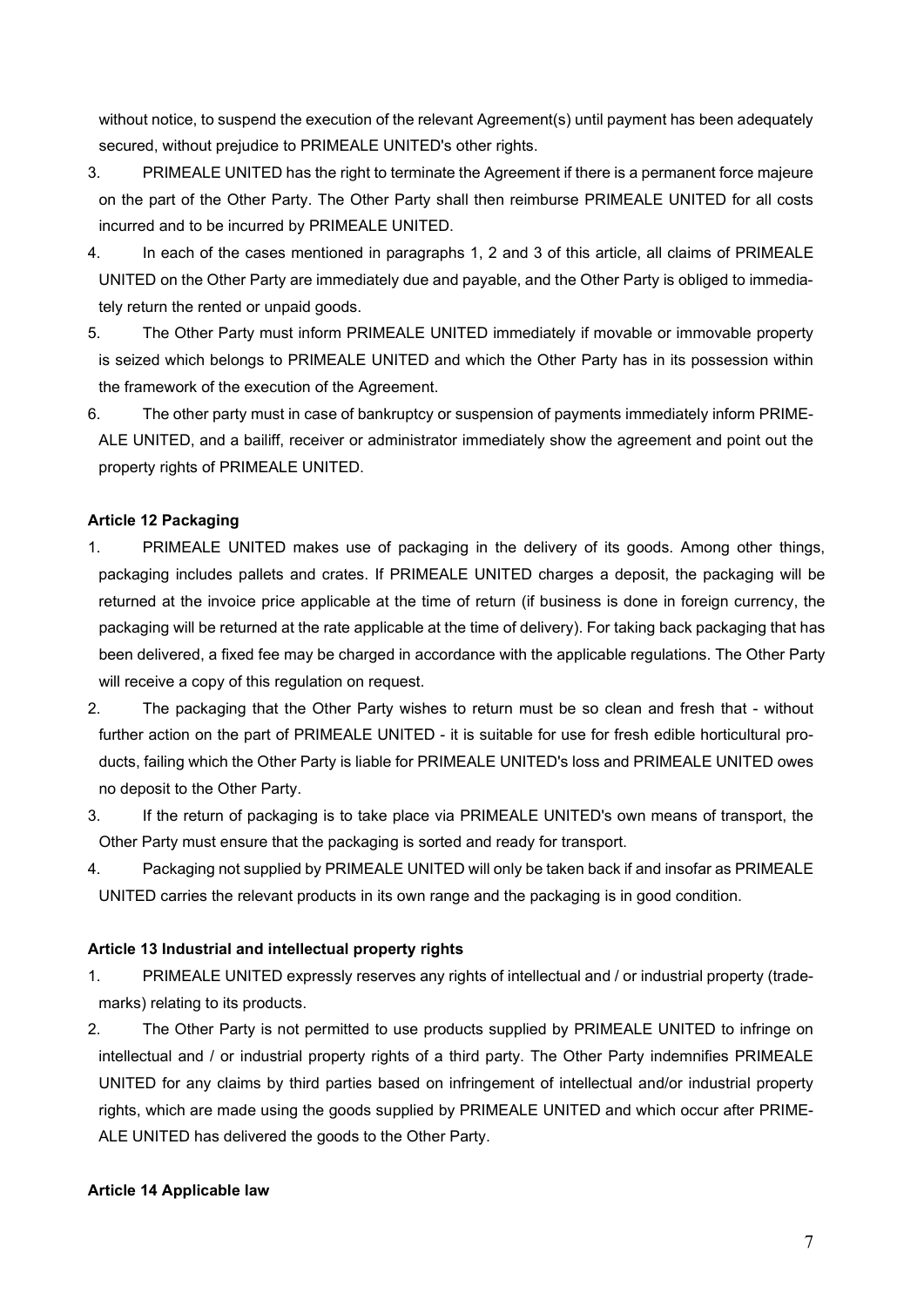without notice, to suspend the execution of the relevant Agreement(s) until payment has been adequately secured, without prejudice to PRIMEALE UNITED's other rights.

3. PRIMEALE UNITED has the right to terminate the Agreement if there is a permanent force majeure on the part of the Other Party. The Other Party shall then reimburse PRIMEALE UNITED for all costs incurred and to be incurred by PRIMEALE UNITED.
4. In each of the cases mentioned in paragraphs 1, 2 and 3 of this article, all claims of PRIMEALE UNITED on the Other Party are immediately due and payable, and the Other Party is obliged to immediately return the rented or unpaid goods.
5. The Other Party must inform PRIMEALE UNITED immediately if movable or immovable property is seized which belongs to PRIMEALE UNITED and which the Other Party has in its possession within the framework of the execution of the Agreement.
6. The other party must in case of bankruptcy or suspension of payments immediately inform PRIMEALE UNITED, and a bailiff, receiver or administrator immediately show the agreement and point out the property rights of PRIMEALE UNITED.

**Article 12 Packaging**

1. PRIMEALE UNITED makes use of packaging in the delivery of its goods. Among other things, packaging includes pallets and crates. If PRIMEALE UNITED charges a deposit, the packaging will be returned at the invoice price applicable at the time of return (if business is done in foreign currency, the packaging will be returned at the rate applicable at the time of delivery). For taking back packaging that has been delivered, a fixed fee may be charged in accordance with the applicable regulations. The Other Party will receive a copy of this regulation on request.
2. The packaging that the Other Party wishes to return must be so clean and fresh that - without further action on the part of PRIMEALE UNITED - it is suitable for use for fresh edible horticultural products, failing which the Other Party is liable for PRIMEALE UNITED's loss and PRIMEALE UNITED owes no deposit to the Other Party.
3. If the return of packaging is to take place via PRIMEALE UNITED's own means of transport, the Other Party must ensure that the packaging is sorted and ready for transport.
4. Packaging not supplied by PRIMEALE UNITED will only be taken back if and insofar as PRIMEALE UNITED carries the relevant products in its own range and the packaging is in good condition.

**Article 13 Industrial and intellectual property rights**

1. PRIMEALE UNITED expressly reserves any rights of intellectual and / or industrial property (trademarks) relating to its products.
2. The Other Party is not permitted to use products supplied by PRIMEALE UNITED to infringe on intellectual and / or industrial property rights of a third party. The Other Party indemnifies PRIMEALE UNITED for any claims by third parties based on infringement of intellectual and/or industrial property rights, which are made using the goods supplied by PRIMEALE UNITED and which occur after PRIMEALE UNITED has delivered the goods to the Other Party.

**Article 14 Applicable law**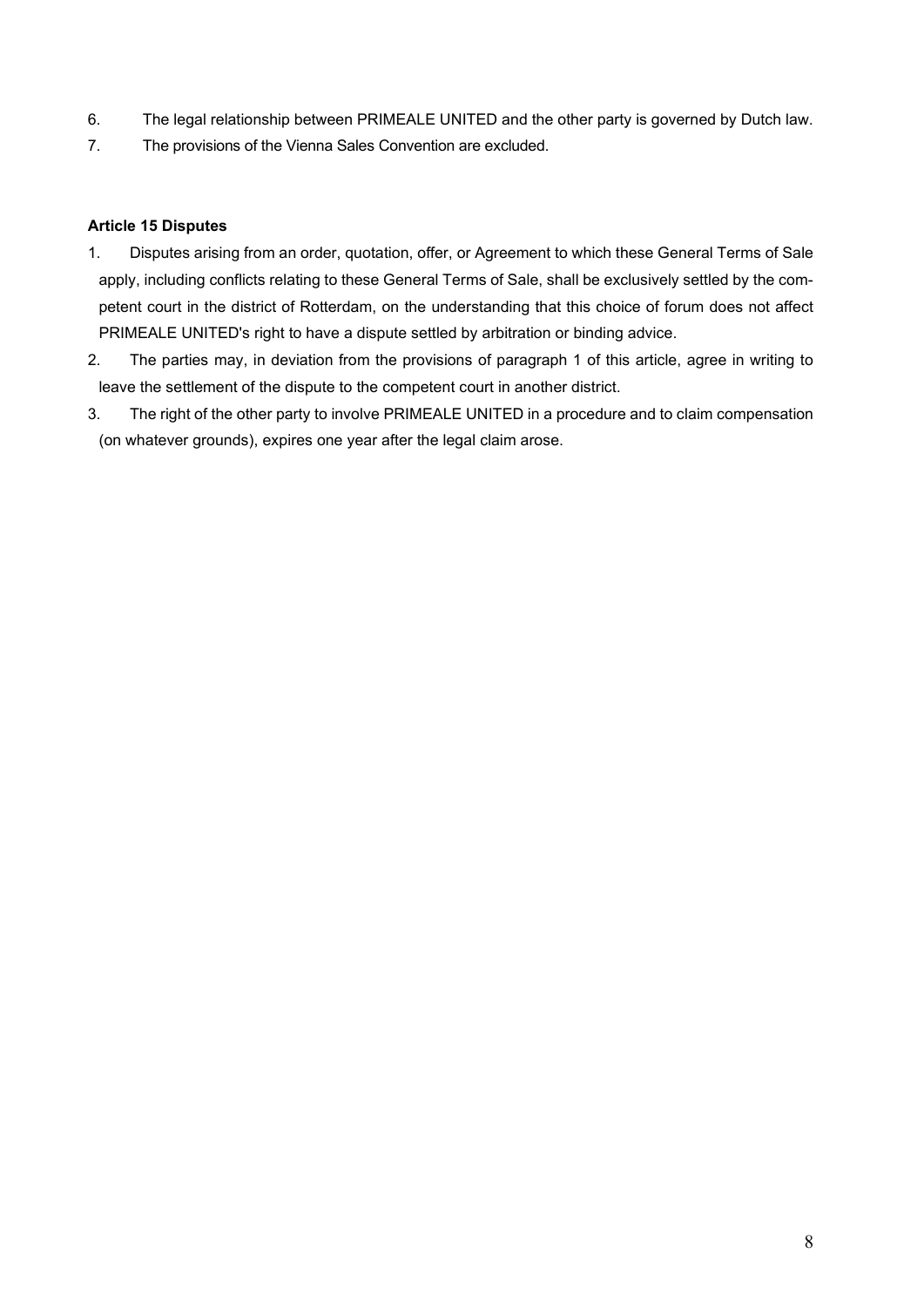6. The legal relationship between PRIMEALE UNITED and the other party is governed by Dutch law.
7. The provisions of the Vienna Sales Convention are excluded.

**Article 15 Disputes**

1. Disputes arising from an order, quotation, offer, or Agreement to which these General Terms of Sale apply, including conflicts relating to these General Terms of Sale, shall be exclusively settled by the competent court in the district of Rotterdam, on the understanding that this choice of forum does not affect PRIMEALE UNITED's right to have a dispute settled by arbitration or binding advice.
2. The parties may, in deviation from the provisions of paragraph 1 of this article, agree in writing to leave the settlement of the dispute to the competent court in another district.
3. The right of the other party to involve PRIMEALE UNITED in a procedure and to claim compensation (on whatever grounds), expires one year after the legal claim arose.